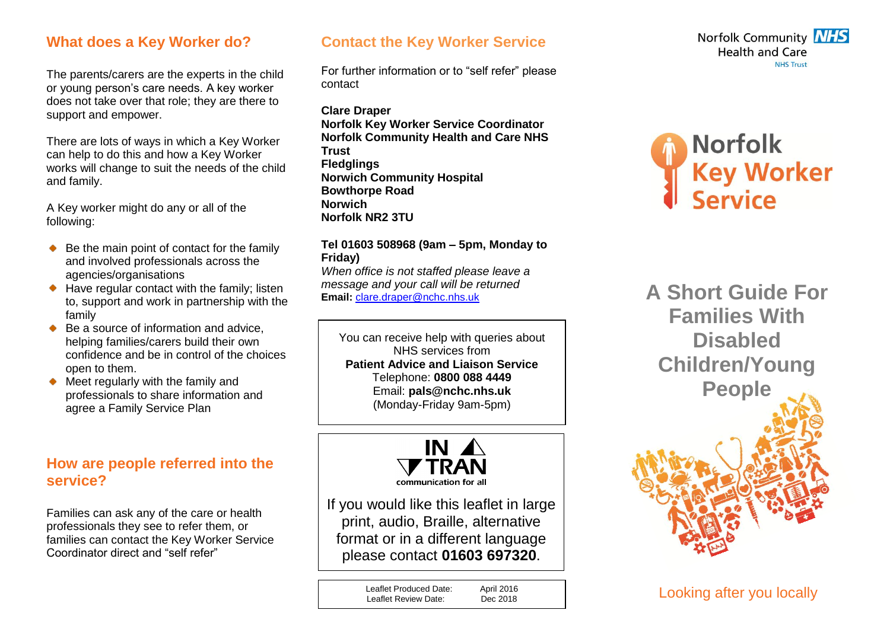## What does a Key Worker do?

The parents/carers are the experts in the child or young person's care needs. A key worker does not take over that role; they are there to support and empower.

There are lots of ways in which a Key Worker can help to do this and how a Key Worker works will change to suit the needs of the child and family.

A Key worker might do any or all of the following:

- Be the main point of contact for the family and involved professionals across the agencies/organisations
- Have regular contact with the family; listen to, support and work in partnership with the family
- Be a source of information and advice, helping families/carers build their own confidence and be in control of the choices open to them.
- Meet regularly with the family and professionals to share information and agree a Family Service Plan

## How are people referred into the service?

Families can ask any of the care or health professionals they see to refer them, or families can contact the Key Worker Service Coordinator direct and "self refer"

## Contact the Key Worker Service

For further information or to "self refer" please contact

**Clare Draper**
**Norfolk Key Worker Service Coordinator**
**Norfolk Community Health and Care NHS Trust**
**Fledglings**
**Norwich Community Hospital**
**Bowthorpe Road**
**Norwich**
**Norfolk NR2 3TU**

**Tel 01603 508968 (9am – 5pm, Monday to Friday)**
*When office is not staffed please leave a message and your call will be returned*
**Email:** clare.draper@nchc.nhs.uk

You can receive help with queries about NHS services from
**Patient Advice and Liaison Service**
Telephone: **0800 088 4449**
Email: **pals@nchc.nhs.uk**
(Monday-Friday 9am-5pm)

IN TRAN
communication for all

If you would like this leaflet in large print, audio, Braille, alternative format or in a different language please contact **01603 697320**.

| Leaflet Produced Date: | April 2016 |
|---|---|
| Leaflet Review Date: | Dec 2018 |

Norfolk Community Health and Care NHS Trust

# Norfolk Key Worker Service

## A Short Guide For Families With Disabled Children/Young People

Looking after you locally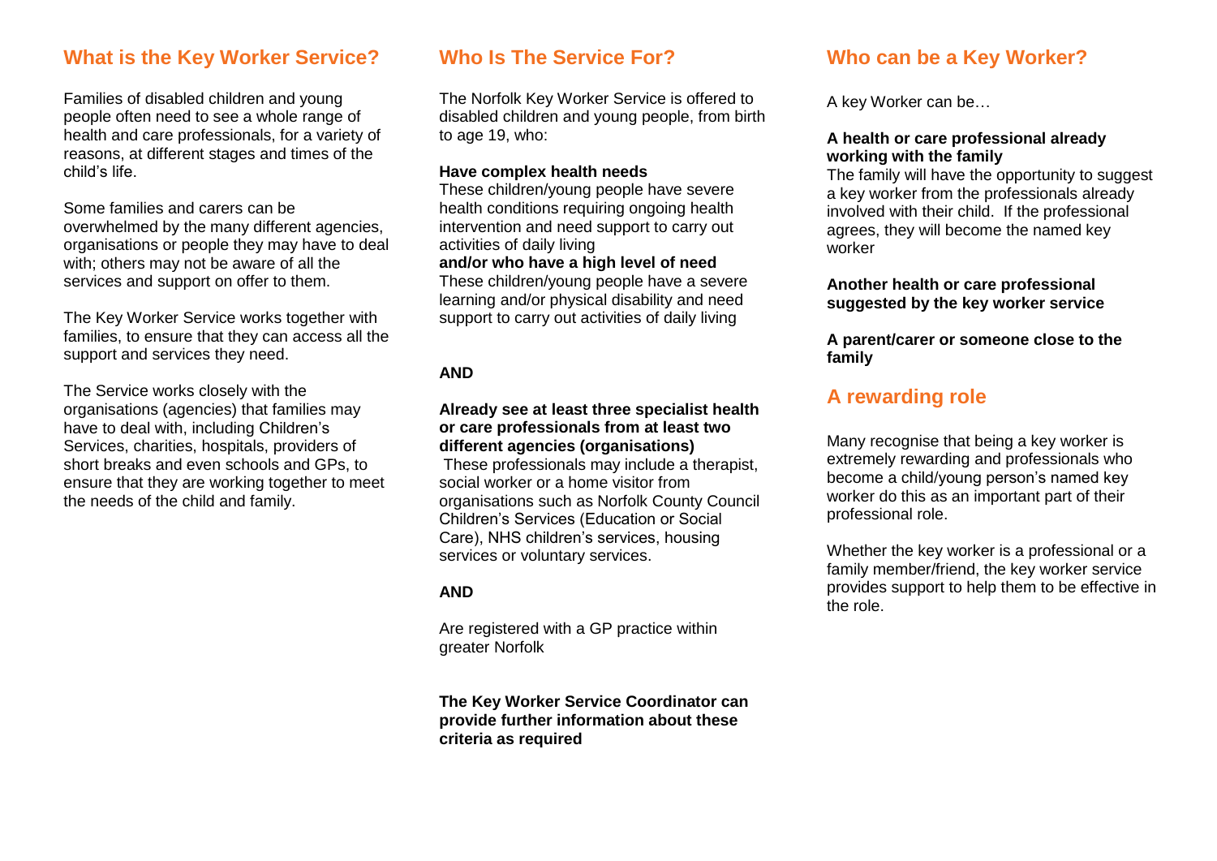## What is the Key Worker Service?

Families of disabled children and young people often need to see a whole range of health and care professionals, for a variety of reasons, at different stages and times of the child's life.

Some families and carers can be overwhelmed by the many different agencies, organisations or people they may have to deal with; others may not be aware of all the services and support on offer to them.

The Key Worker Service works together with families, to ensure that they can access all the support and services they need.

The Service works closely with the organisations (agencies) that families may have to deal with, including Children's Services, charities, hospitals, providers of short breaks and even schools and GPs, to ensure that they are working together to meet the needs of the child and family.

## Who Is The Service For?

The Norfolk Key Worker Service is offered to disabled children and young people, from birth to age 19, who:

**Have complex health needs**
These children/young people have severe health conditions requiring ongoing health intervention and need support to carry out activities of daily living
**and/or who have a high level of need**
These children/young people have a severe learning and/or physical disability and need support to carry out activities of daily living

**AND**

**Already see at least three specialist health or care professionals from at least two different agencies (organisations)**
These professionals may include a therapist, social worker or a home visitor from organisations such as Norfolk County Council Children's Services (Education or Social Care), NHS children's services, housing services or voluntary services.

**AND**

Are registered with a GP practice within greater Norfolk

**The Key Worker Service Coordinator can provide further information about these criteria as required**

## Who can be a Key Worker?

A key Worker can be…

**A health or care professional already working with the family**
The family will have the opportunity to suggest a key worker from the professionals already involved with their child. If the professional agrees, they will become the named key worker

**Another health or care professional suggested by the key worker service**

**A parent/carer or someone close to the family**

## A rewarding role

Many recognise that being a key worker is extremely rewarding and professionals who become a child/young person's named key worker do this as an important part of their professional role.

Whether the key worker is a professional or a family member/friend, the key worker service provides support to help them to be effective in the role.